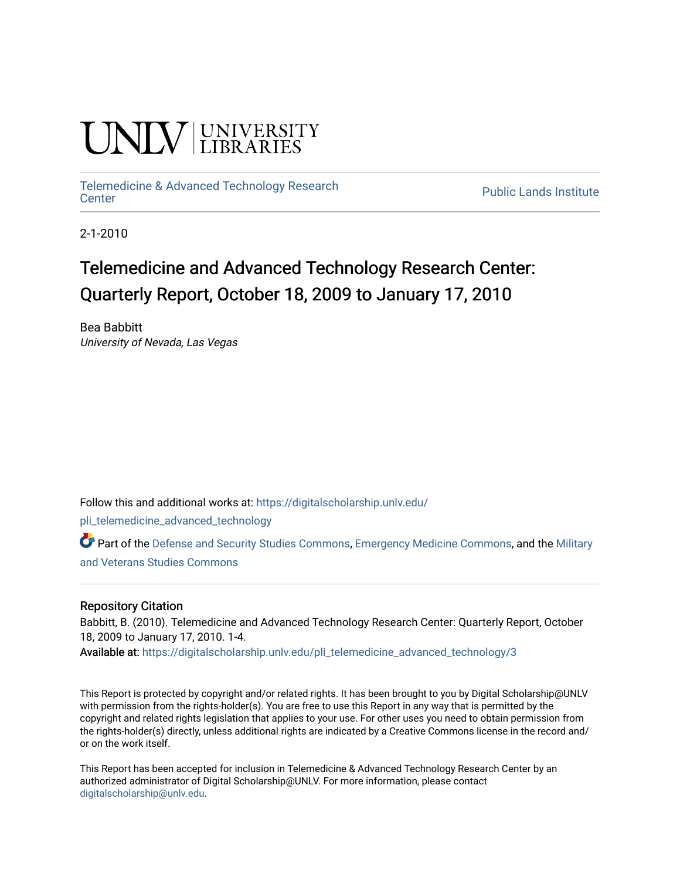UNLV | UNIVERSITY LIBRARIES

Telemedicine & Advanced Technology Research Center

Public Lands Institute

2-1-2010

# Telemedicine and Advanced Technology Research Center: Quarterly Report, October 18, 2009 to January 17, 2010

Bea Babbitt
*University of Nevada, Las Vegas*

Follow this and additional works at: https://digitalscholarship.unlv.edu/pli_telemedicine_advanced_technology

Part of the Defense and Security Studies Commons, Emergency Medicine Commons, and the Military and Veterans Studies Commons

## Repository Citation

Babbitt, B. (2010). Telemedicine and Advanced Technology Research Center: Quarterly Report, October 18, 2009 to January 17, 2010. 1-4.
Available at: https://digitalscholarship.unlv.edu/pli_telemedicine_advanced_technology/3

This Report is protected by copyright and/or related rights. It has been brought to you by Digital Scholarship@UNLV with permission from the rights-holder(s). You are free to use this Report in any way that is permitted by the copyright and related rights legislation that applies to your use. For other uses you need to obtain permission from the rights-holder(s) directly, unless additional rights are indicated by a Creative Commons license in the record and/or on the work itself.

This Report has been accepted for inclusion in Telemedicine & Advanced Technology Research Center by an authorized administrator of Digital Scholarship@UNLV. For more information, please contact digitalscholarship@unlv.edu.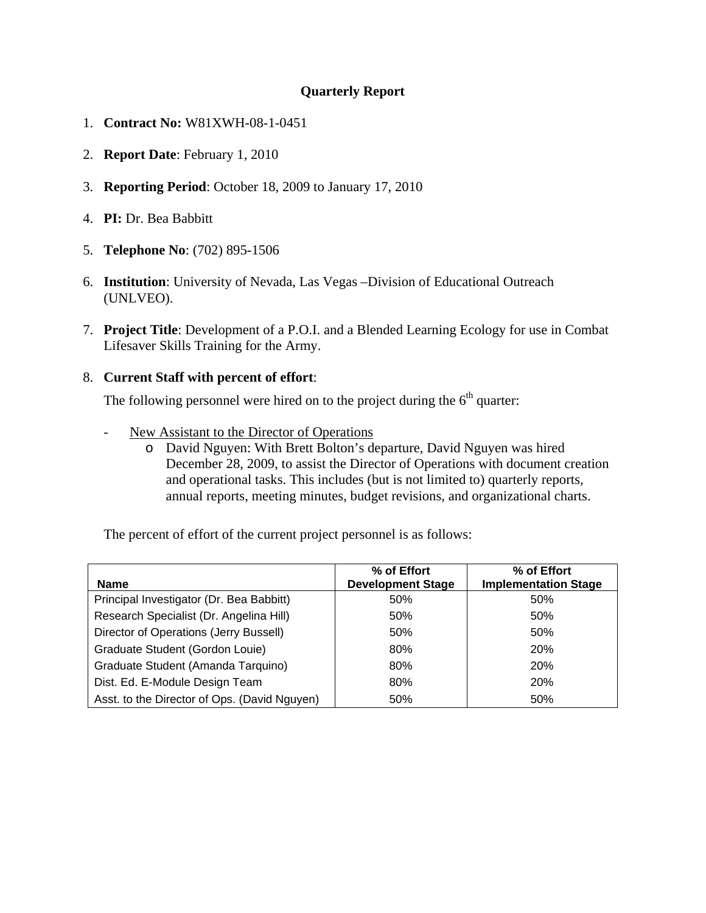# Quarterly Report

1. **Contract No:** W81XWH-08-1-0451

2. **Report Date**: February 1, 2010

3. **Reporting Period**: October 18, 2009 to January 17, 2010

4. **PI:** Dr. Bea Babbitt

5. **Telephone No**: (702) 895-1506

6. **Institution**: University of Nevada, Las Vegas –Division of Educational Outreach (UNLVEO).

7. **Project Title**: Development of a P.O.I. and a Blended Learning Ecology for use in Combat Lifesaver Skills Training for the Army.

8. **Current Staff with percent of effort**:

   The following personnel were hired on to the project during the 6th quarter:

   - New Assistant to the Director of Operations
     - David Nguyen: With Brett Bolton's departure, David Nguyen was hired December 28, 2009, to assist the Director of Operations with document creation and operational tasks. This includes (but is not limited to) quarterly reports, annual reports, meeting minutes, budget revisions, and organizational charts.

   The percent of effort of the current project personnel is as follows:

| Name | % of Effort Development Stage | % of Effort Implementation Stage |
|---|---|---|
| Principal Investigator (Dr. Bea Babbitt) | 50% | 50% |
| Research Specialist (Dr. Angelina Hill) | 50% | 50% |
| Director of Operations (Jerry Bussell) | 50% | 50% |
| Graduate Student (Gordon Louie) | 80% | 20% |
| Graduate Student (Amanda Tarquino) | 80% | 20% |
| Dist. Ed. E-Module Design Team | 80% | 20% |
| Asst. to the Director of Ops. (David Nguyen) | 50% | 50% |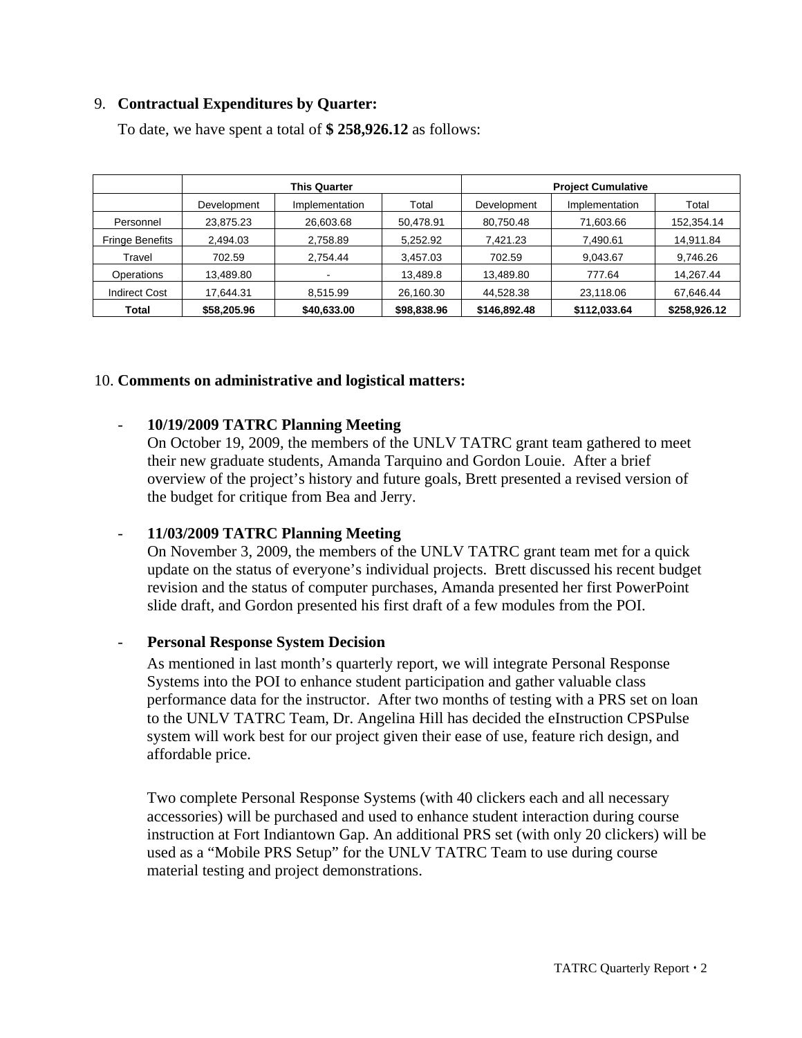9. **Contractual Expenditures by Quarter:**

To date, we have spent a total of **$ 258,926.12** as follows:

| | **This Quarter** | | | **Project Cumulative** | | |
|---|---|---|---|---|---|---|
| | Development | Implementation | Total | Development | Implementation | Total |
| Personnel | 23,875.23 | 26,603.68 | 50,478.91 | 80,750.48 | 71,603.66 | 152,354.14 |
| Fringe Benefits | 2,494.03 | 2,758.89 | 5,252.92 | 7,421.23 | 7,490.61 | 14,911.84 |
| Travel | 702.59 | 2,754.44 | 3,457.03 | 702.59 | 9,043.67 | 9,746.26 |
| Operations | 13,489.80 | - | 13,489.8 | 13,489.80 | 777.64 | 14,267.44 |
| Indirect Cost | 17,644.31 | 8,515.99 | 26,160.30 | 44,528.38 | 23,118.06 | 67,646.44 |
| **Total** | **$58,205.96** | **$40,633.00** | **$98,838.96** | **$146,892.48** | **$112,033.64** | **$258,926.12** |

10. **Comments on administrative and logistical matters:**

- **10/19/2009 TATRC Planning Meeting**
  On October 19, 2009, the members of the UNLV TATRC grant team gathered to meet their new graduate students, Amanda Tarquino and Gordon Louie. After a brief overview of the project's history and future goals, Brett presented a revised version of the budget for critique from Bea and Jerry.

- **11/03/2009 TATRC Planning Meeting**
  On November 3, 2009, the members of the UNLV TATRC grant team met for a quick update on the status of everyone's individual projects. Brett discussed his recent budget revision and the status of computer purchases, Amanda presented her first PowerPoint slide draft, and Gordon presented his first draft of a few modules from the POI.

- **Personal Response System Decision**
  As mentioned in last month's quarterly report, we will integrate Personal Response Systems into the POI to enhance student participation and gather valuable class performance data for the instructor. After two months of testing with a PRS set on loan to the UNLV TATRC Team, Dr. Angelina Hill has decided the eInstruction CPSPulse system will work best for our project given their ease of use, feature rich design, and affordable price.

  Two complete Personal Response Systems (with 40 clickers each and all necessary accessories) will be purchased and used to enhance student interaction during course instruction at Fort Indiantown Gap. An additional PRS set (with only 20 clickers) will be used as a "Mobile PRS Setup" for the UNLV TATRC Team to use during course material testing and project demonstrations.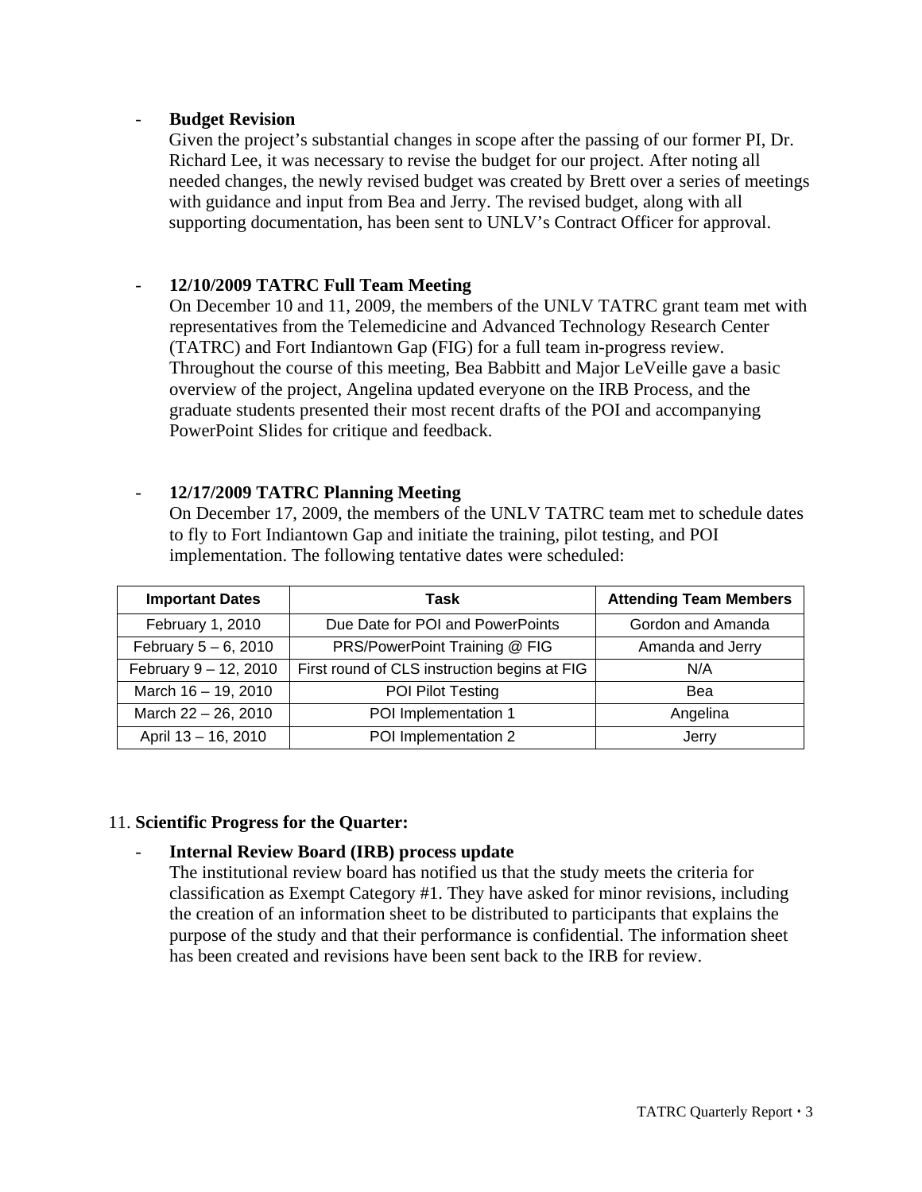- **Budget Revision**

  Given the project's substantial changes in scope after the passing of our former PI, Dr. Richard Lee, it was necessary to revise the budget for our project. After noting all needed changes, the newly revised budget was created by Brett over a series of meetings with guidance and input from Bea and Jerry. The revised budget, along with all supporting documentation, has been sent to UNLV's Contract Officer for approval.

- **12/10/2009 TATRC Full Team Meeting**

  On December 10 and 11, 2009, the members of the UNLV TATRC grant team met with representatives from the Telemedicine and Advanced Technology Research Center (TATRC) and Fort Indiantown Gap (FIG) for a full team in-progress review. Throughout the course of this meeting, Bea Babbitt and Major LeVeille gave a basic overview of the project, Angelina updated everyone on the IRB Process, and the graduate students presented their most recent drafts of the POI and accompanying PowerPoint Slides for critique and feedback.

- **12/17/2009 TATRC Planning Meeting**

  On December 17, 2009, the members of the UNLV TATRC team met to schedule dates to fly to Fort Indiantown Gap and initiate the training, pilot testing, and POI implementation. The following tentative dates were scheduled:

| Important Dates | Task | Attending Team Members |
|---|---|---|
| February 1, 2010 | Due Date for POI and PowerPoints | Gordon and Amanda |
| February 5 – 6, 2010 | PRS/PowerPoint Training @ FIG | Amanda and Jerry |
| February 9 – 12, 2010 | First round of CLS instruction begins at FIG | N/A |
| March 16 – 19, 2010 | POI Pilot Testing | Bea |
| March 22 – 26, 2010 | POI Implementation 1 | Angelina |
| April 13 – 16, 2010 | POI Implementation 2 | Jerry |

11. **Scientific Progress for the Quarter:**

- **Internal Review Board (IRB) process update**

  The institutional review board has notified us that the study meets the criteria for classification as Exempt Category #1. They have asked for minor revisions, including the creation of an information sheet to be distributed to participants that explains the purpose of the study and that their performance is confidential. The information sheet has been created and revisions have been sent back to the IRB for review.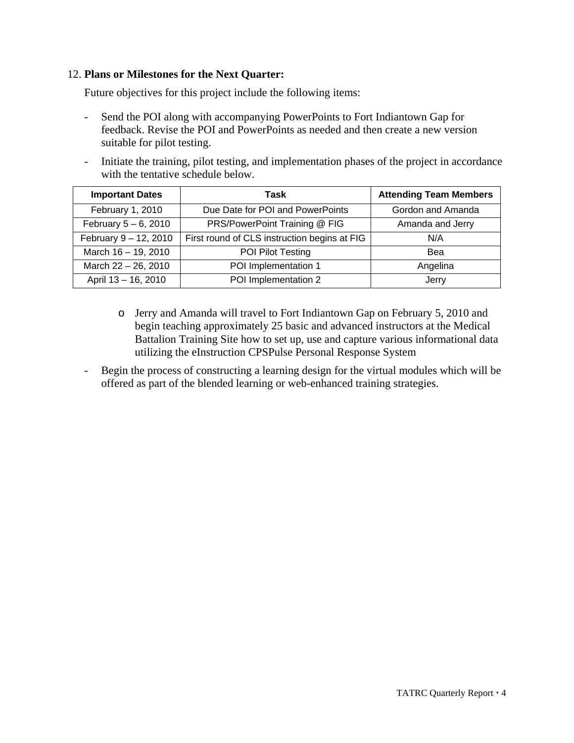12. **Plans or Milestones for the Next Quarter:**

Future objectives for this project include the following items:

- Send the POI along with accompanying PowerPoints to Fort Indiantown Gap for feedback. Revise the POI and PowerPoints as needed and then create a new version suitable for pilot testing.
- Initiate the training, pilot testing, and implementation phases of the project in accordance with the tentative schedule below.

| Important Dates | Task | Attending Team Members |
|---|---|---|
| February 1, 2010 | Due Date for POI and PowerPoints | Gordon and Amanda |
| February 5 – 6, 2010 | PRS/PowerPoint Training @ FIG | Amanda and Jerry |
| February 9 – 12, 2010 | First round of CLS instruction begins at FIG | N/A |
| March 16 – 19, 2010 | POI Pilot Testing | Bea |
| March 22 – 26, 2010 | POI Implementation 1 | Angelina |
| April 13 – 16, 2010 | POI Implementation 2 | Jerry |

  - Jerry and Amanda will travel to Fort Indiantown Gap on February 5, 2010 and begin teaching approximately 25 basic and advanced instructors at the Medical Battalion Training Site how to set up, use and capture various informational data utilizing the eInstruction CPSPulse Personal Response System

- Begin the process of constructing a learning design for the virtual modules which will be offered as part of the blended learning or web-enhanced training strategies.